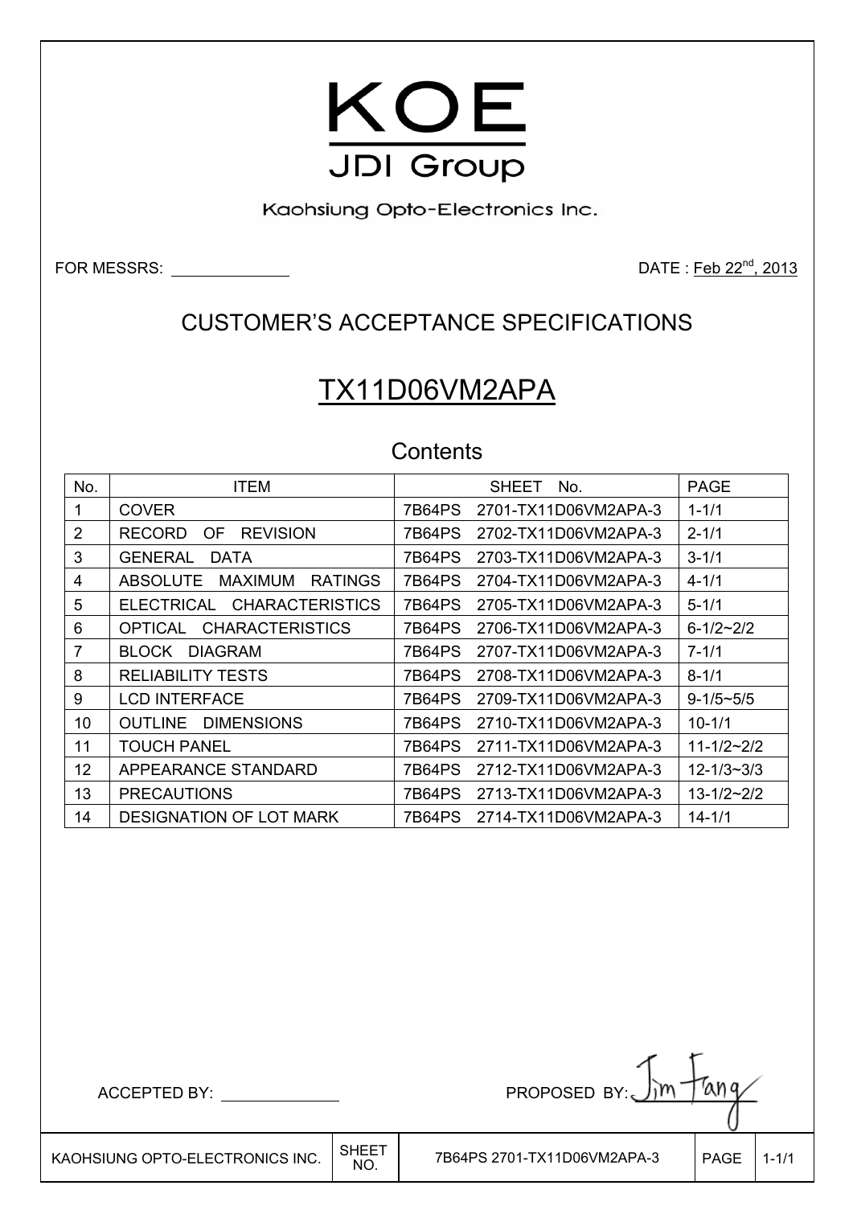# KOE

JDI Group

Kaohsiung Opto-Electronics Inc.

FOR MESSRS: ______________

DATE : Feb 22nd, 2013

## CUSTOMER'S ACCEPTANCE SPECIFICATIONS

# TX11D06VM2APA

### Contents

| No. | ITEM | SHEET No. | PAGE |
|---|---|---|---|
| 1 | COVER | 7B64PS 2701-TX11D06VM2APA-3 | 1-1/1 |
| 2 | RECORD OF REVISION | 7B64PS 2702-TX11D06VM2APA-3 | 2-1/1 |
| 3 | GENERAL DATA | 7B64PS 2703-TX11D06VM2APA-3 | 3-1/1 |
| 4 | ABSOLUTE MAXIMUM RATINGS | 7B64PS 2704-TX11D06VM2APA-3 | 4-1/1 |
| 5 | ELECTRICAL CHARACTERISTICS | 7B64PS 2705-TX11D06VM2APA-3 | 5-1/1 |
| 6 | OPTICAL CHARACTERISTICS | 7B64PS 2706-TX11D06VM2APA-3 | 6-1/2~2/2 |
| 7 | BLOCK DIAGRAM | 7B64PS 2707-TX11D06VM2APA-3 | 7-1/1 |
| 8 | RELIABILITY TESTS | 7B64PS 2708-TX11D06VM2APA-3 | 8-1/1 |
| 9 | LCD INTERFACE | 7B64PS 2709-TX11D06VM2APA-3 | 9-1/5~5/5 |
| 10 | OUTLINE DIMENSIONS | 7B64PS 2710-TX11D06VM2APA-3 | 10-1/1 |
| 11 | TOUCH PANEL | 7B64PS 2711-TX11D06VM2APA-3 | 11-1/2~2/2 |
| 12 | APPEARANCE STANDARD | 7B64PS 2712-TX11D06VM2APA-3 | 12-1/3~3/3 |
| 13 | PRECAUTIONS | 7B64PS 2713-TX11D06VM2APA-3 | 13-1/2~2/2 |
| 14 | DESIGNATION OF LOT MARK | 7B64PS 2714-TX11D06VM2APA-3 | 14-1/1 |

ACCEPTED BY: ______________

PROPOSED BY: Jim Fang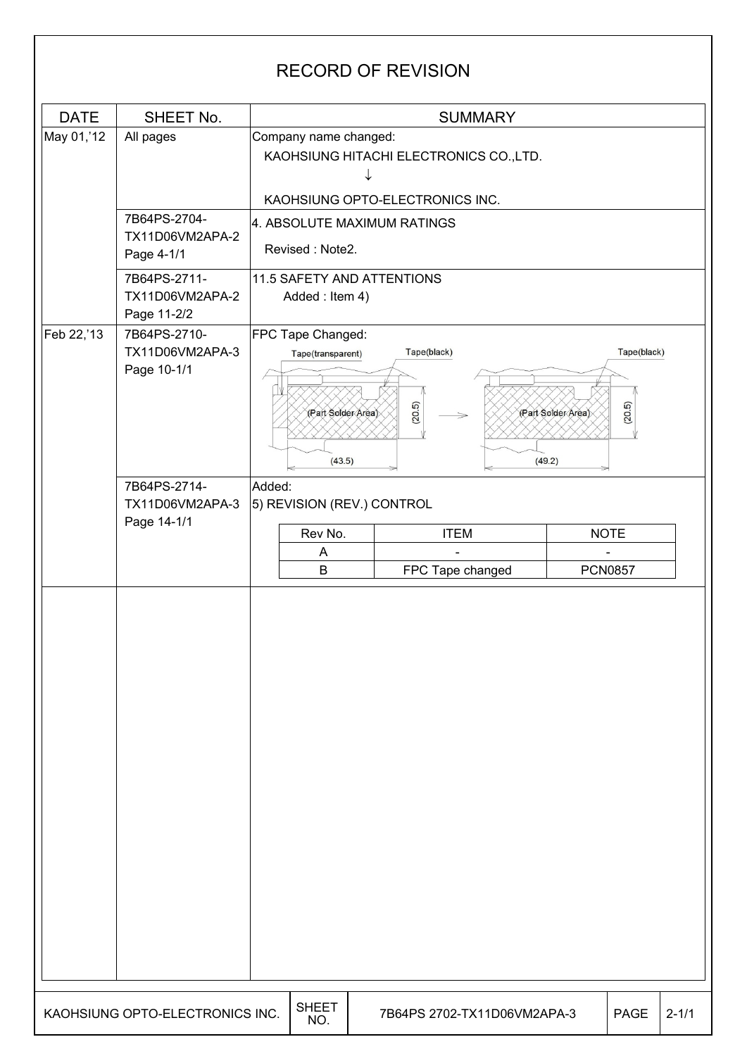# RECORD OF REVISION

| DATE | SHEET No. | SUMMARY |
|---|---|---|
| May 01,'12 | All pages | Company name changed:<br>KAOHSIUNG HITACHI ELECTRONICS CO.,LTD.<br>↓<br>KAOHSIUNG OPTO-ELECTRONICS INC. |
| | 7B64PS-2704-TX11D06VM2APA-2 Page 4-1/1 | 4. ABSOLUTE MAXIMUM RATINGS<br>Revised : Note2. |
| | 7B64PS-2711-TX11D06VM2APA-2 Page 11-2/2 | 11.5 SAFETY AND ATTENTIONS<br>Added : Item 4) |
| Feb 22,'13 | 7B64PS-2710-TX11D06VM2APA-3 Page 10-1/1 | FPC Tape Changed:<br>Tape(transparent), Tape(black), (Part Solder Area), (20.5), (43.5) → Tape(black), (Part Solder Area), (20.5), (49.2) |
| | 7B64PS-2714-TX11D06VM2APA-3 Page 14-1/1 | Added:<br>5) REVISION (REV.) CONTROL |

| Rev No. | ITEM | NOTE |
|---|---|---|
| A | - | - |
| B | FPC Tape changed | PCN0857 |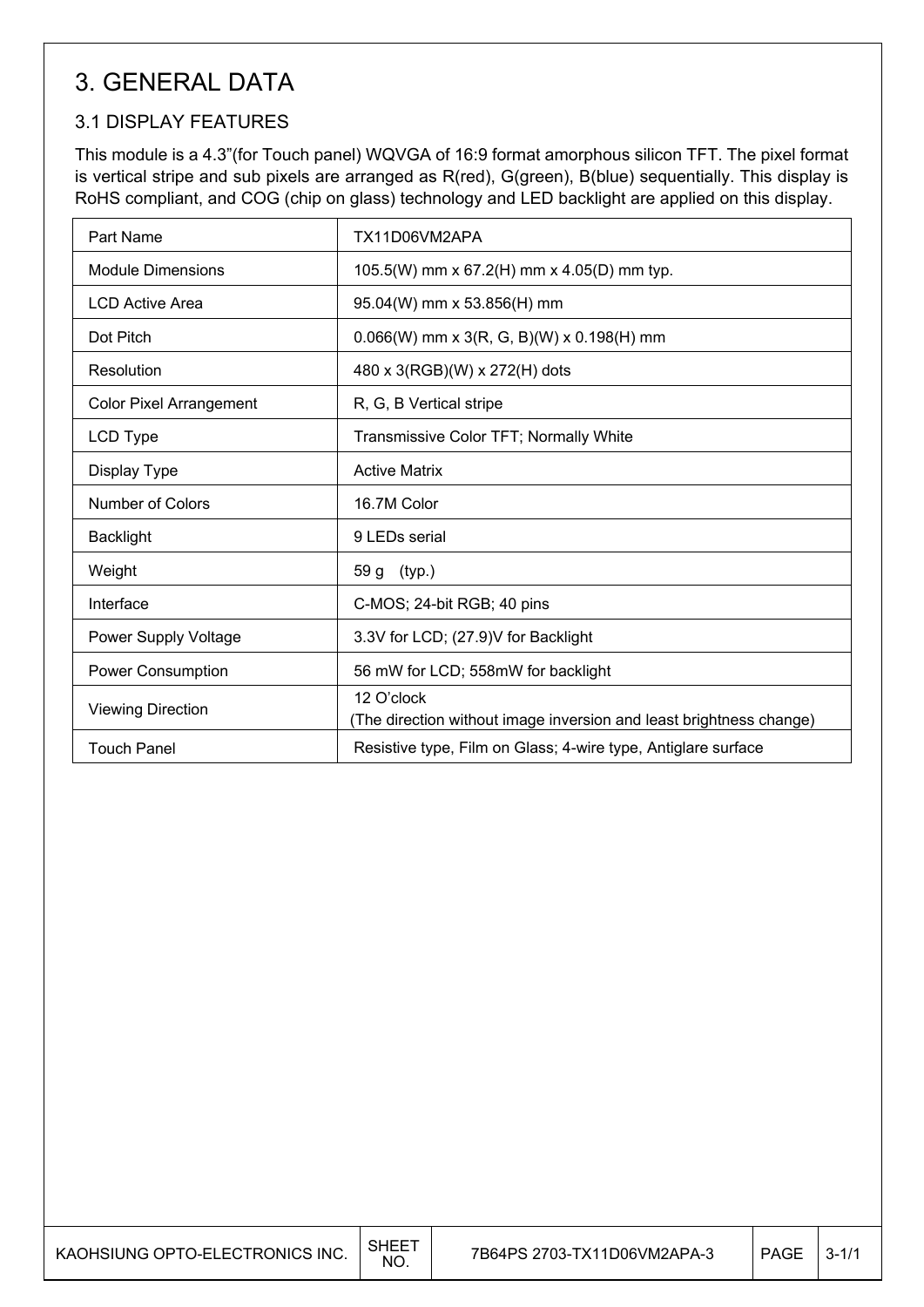# 3. GENERAL DATA

## 3.1 DISPLAY FEATURES

This module is a 4.3"(for Touch panel) WQVGA of 16:9 format amorphous silicon TFT. The pixel format is vertical stripe and sub pixels are arranged as R(red), G(green), B(blue) sequentially. This display is RoHS compliant, and COG (chip on glass) technology and LED backlight are applied on this display.

| | |
|---|---|
| Part Name | TX11D06VM2APA |
| Module Dimensions | 105.5(W) mm x 67.2(H) mm x 4.05(D) mm typ. |
| LCD Active Area | 95.04(W) mm x 53.856(H) mm |
| Dot Pitch | 0.066(W) mm x 3(R, G, B)(W) x 0.198(H) mm |
| Resolution | 480 x 3(RGB)(W) x 272(H) dots |
| Color Pixel Arrangement | R, G, B Vertical stripe |
| LCD Type | Transmissive Color TFT; Normally White |
| Display Type | Active Matrix |
| Number of Colors | 16.7M Color |
| Backlight | 9 LEDs serial |
| Weight | 59 g (typ.) |
| Interface | C-MOS; 24-bit RGB; 40 pins |
| Power Supply Voltage | 3.3V for LCD; (27.9)V for Backlight |
| Power Consumption | 56 mW for LCD; 558mW for backlight |
| Viewing Direction | 12 O'clock<br>(The direction without image inversion and least brightness change) |
| Touch Panel | Resistive type, Film on Glass; 4-wire type, Antiglare surface |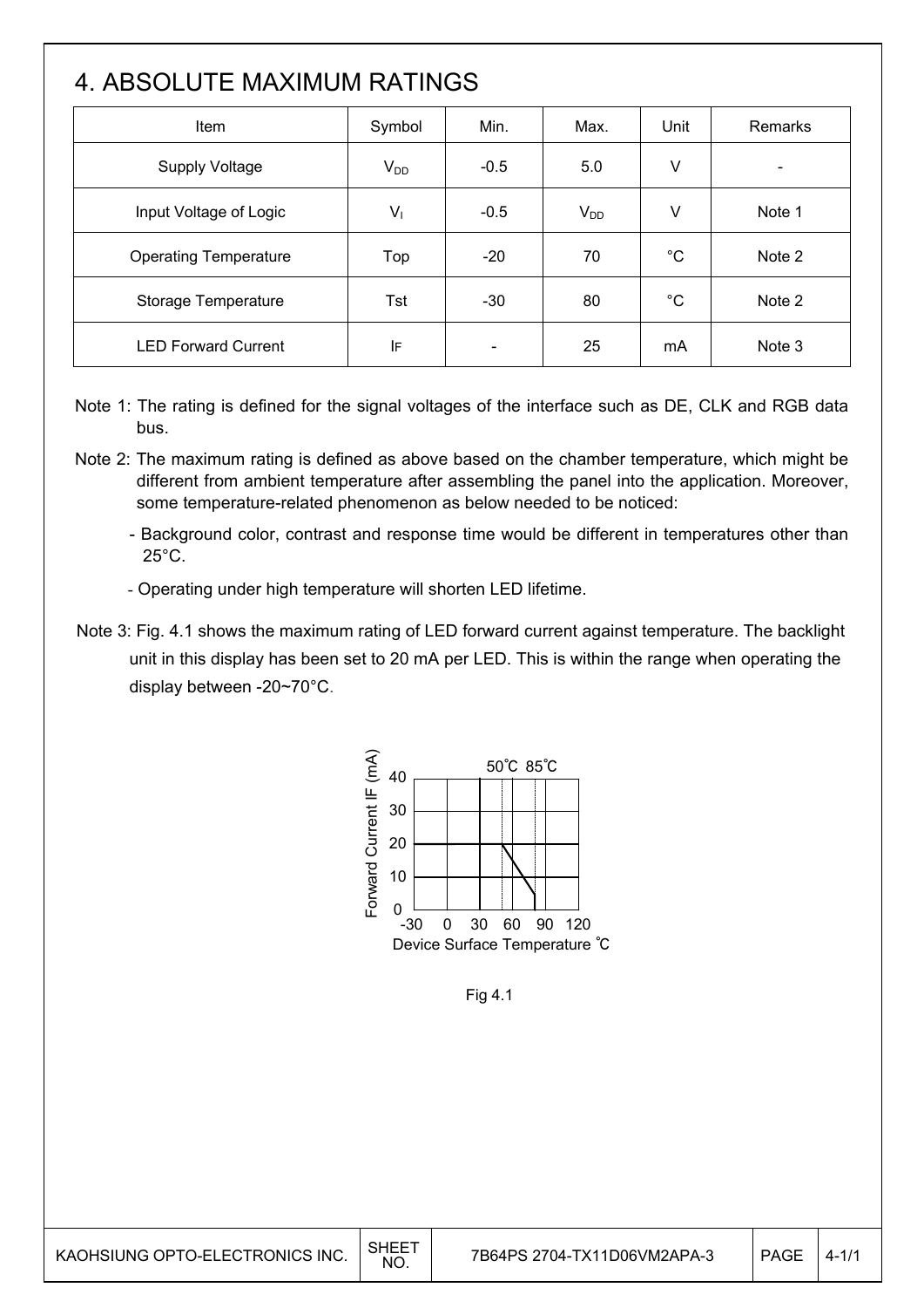## 4. ABSOLUTE MAXIMUM RATINGS

| Item | Symbol | Min. | Max. | Unit | Remarks |
|---|---|---|---|---|---|
| Supply Voltage | $V_{DD}$ | -0.5 | 5.0 | V | - |
| Input Voltage of Logic | $V_I$ | -0.5 | $V_{DD}$ | V | Note 1 |
| Operating Temperature | Top | -20 | 70 | °C | Note 2 |
| Storage Temperature | Tst | -30 | 80 | °C | Note 2 |
| LED Forward Current | IF | - | 25 | mA | Note 3 |

Note 1: The rating is defined for the signal voltages of the interface such as DE, CLK and RGB data bus.

Note 2: The maximum rating is defined as above based on the chamber temperature, which might be different from ambient temperature after assembling the panel into the application. Moreover, some temperature-related phenomenon as below needed to be noticed:

- Background color, contrast and response time would be different in temperatures other than 25°C.
- Operating under high temperature will shorten LED lifetime.

Note 3: Fig. 4.1 shows the maximum rating of LED forward current against temperature. The backlight unit in this display has been set to 20 mA per LED. This is within the range when operating the display between -20~70°C.

Fig 4.1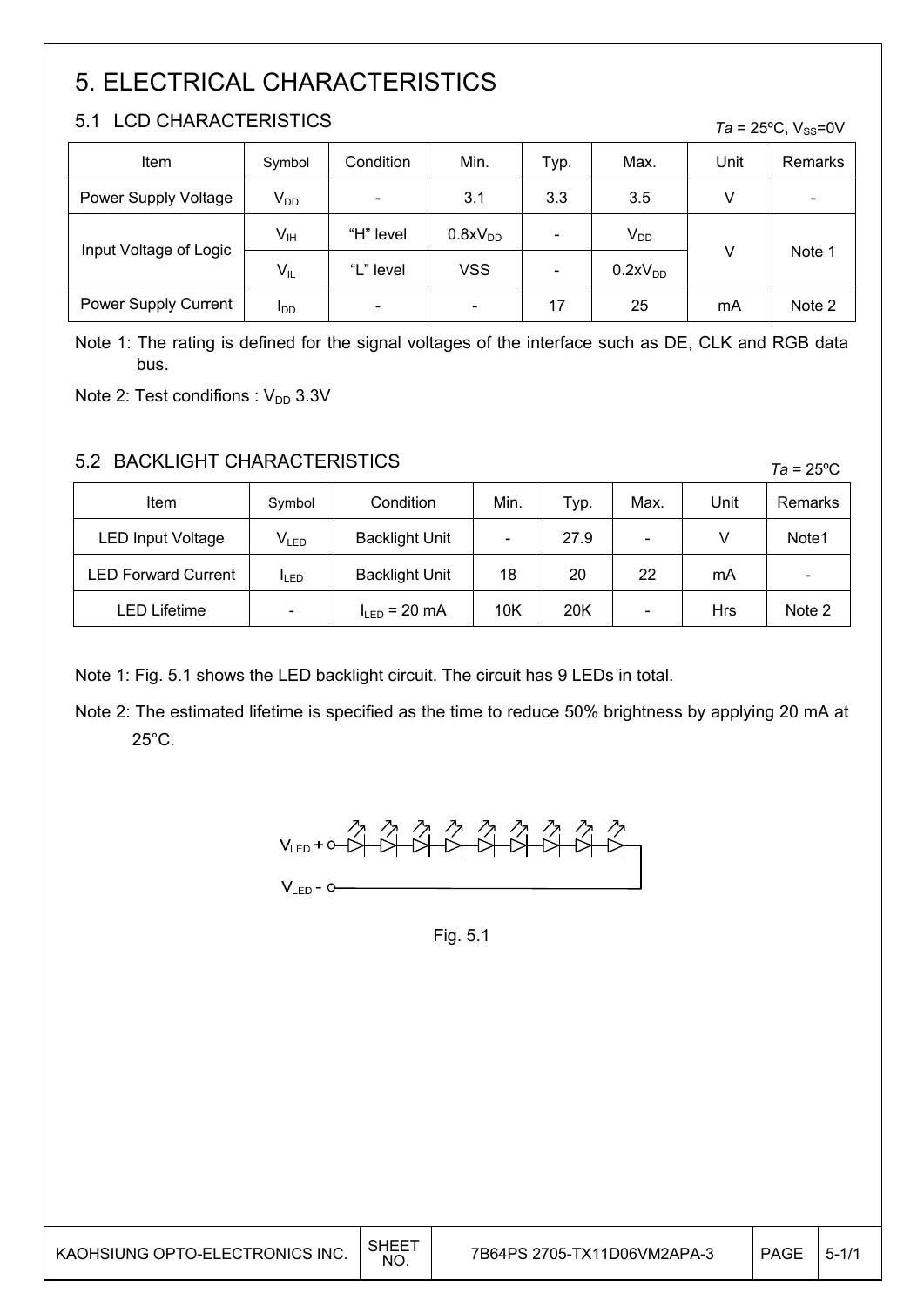# 5. ELECTRICAL CHARACTERISTICS

## 5.1 LCD CHARACTERISTICS

*Ta* = 25ºC, $V_{SS}$=0V

| Item | Symbol | Condition | Min. | Typ. | Max. | Unit | Remarks |
|---|---|---|---|---|---|---|---|
| Power Supply Voltage | $V_{DD}$ | - | 3.1 | 3.3 | 3.5 | V | - |
| Input Voltage of Logic | $V_{IH}$ | "H" level | $0.8xV_{DD}$ | - | $V_{DD}$ | V | Note 1 |
| | $V_{IL}$ | "L" level | VSS | - | $0.2xV_{DD}$ | | |
| Power Supply Current | $I_{DD}$ | - | - | 17 | 25 | mA | Note 2 |

Note 1: The rating is defined for the signal voltages of the interface such as DE, CLK and RGB data bus.

Note 2: Test condifions : $V_{DD}$ 3.3V

## 5.2 BACKLIGHT CHARACTERISTICS

*Ta* = 25ºC

| Item | Symbol | Condition | Min. | Typ. | Max. | Unit | Remarks |
|---|---|---|---|---|---|---|---|
| LED Input Voltage | $V_{LED}$ | Backlight Unit | - | 27.9 | - | V | Note1 |
| LED Forward Current | $I_{LED}$ | Backlight Unit | 18 | 20 | 22 | mA | - |
| LED Lifetime | - | $I_{LED}$ = 20 mA | 10K | 20K | - | Hrs | Note 2 |

Note 1: Fig. 5.1 shows the LED backlight circuit. The circuit has 9 LEDs in total.

Note 2: The estimated lifetime is specified as the time to reduce 50% brightness by applying 20 mA at 25°C.

$V_{LED}$ +

$V_{LED}$ -

Fig. 5.1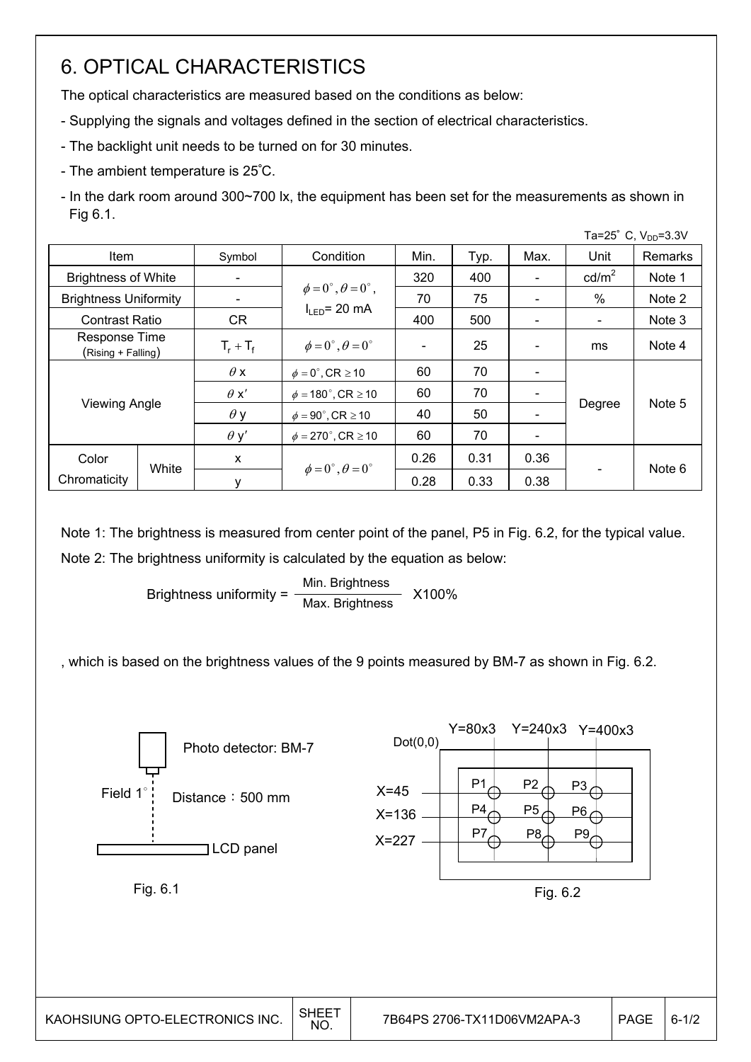# 6. OPTICAL CHARACTERISTICS

The optical characteristics are measured based on the conditions as below:

- Supplying the signals and voltages defined in the section of electrical characteristics.
- The backlight unit needs to be turned on for 30 minutes.
- The ambient temperature is 25˚C.
- In the dark room around 300~700 lx, the equipment has been set for the measurements as shown in Fig 6.1.

Ta=25˚ C, $V_{DD}$=3.3V

| Item | | Symbol | Condition | Min. | Typ. | Max. | Unit | Remarks |
|---|---|---|---|---|---|---|---|---|
| Brightness of White | | - | $\phi = 0^\circ, \theta = 0^\circ$, $I_{LED}$= 20 mA | 320 | 400 | - | cd/m$^2$ | Note 1 |
| Brightness Uniformity | | - | | 70 | 75 | - | % | Note 2 |
| Contrast Ratio | | CR | | 400 | 500 | - | - | Note 3 |
| Response Time (Rising + Falling) | | $T_r + T_f$ | $\phi = 0^\circ, \theta = 0^\circ$ | - | 25 | - | ms | Note 4 |
| Viewing Angle | | $\theta$ x | $\phi = 0^\circ$, CR $\geq 10$ | 60 | 70 | - | Degree | Note 5 |
| | | $\theta$ x′ | $\phi = 180^\circ$, CR $\geq 10$ | 60 | 70 | - | | |
| | | $\theta$ y | $\phi = 90^\circ$, CR $\geq 10$ | 40 | 50 | - | | |
| | | $\theta$ y′ | $\phi = 270^\circ$, CR $\geq 10$ | 60 | 70 | - | | |
| Color Chromaticity | White | x | $\phi = 0^\circ, \theta = 0^\circ$ | 0.26 | 0.31 | 0.36 | - | Note 6 |
| | | y | | 0.28 | 0.33 | 0.38 | | |

Note 1: The brightness is measured from center point of the panel, P5 in Fig. 6.2, for the typical value.

Note 2: The brightness uniformity is calculated by the equation as below:

$$\text{Brightness uniformity} = \frac{\text{Min. Brightness}}{\text{Max. Brightness}} \times 100\%$$

, which is based on the brightness values of the 9 points measured by BM-7 as shown in Fig. 6.2.

Photo detector: BM-7

Field 1˚

Distance：500 mm

LCD panel

Fig. 6.1

Dot(0,0)

Y=80x3 Y=240x3 Y=400x3

X=45 X=136 X=227

P1 P2 P3 P4 P5 P6 P7 P8 P9

Fig. 6.2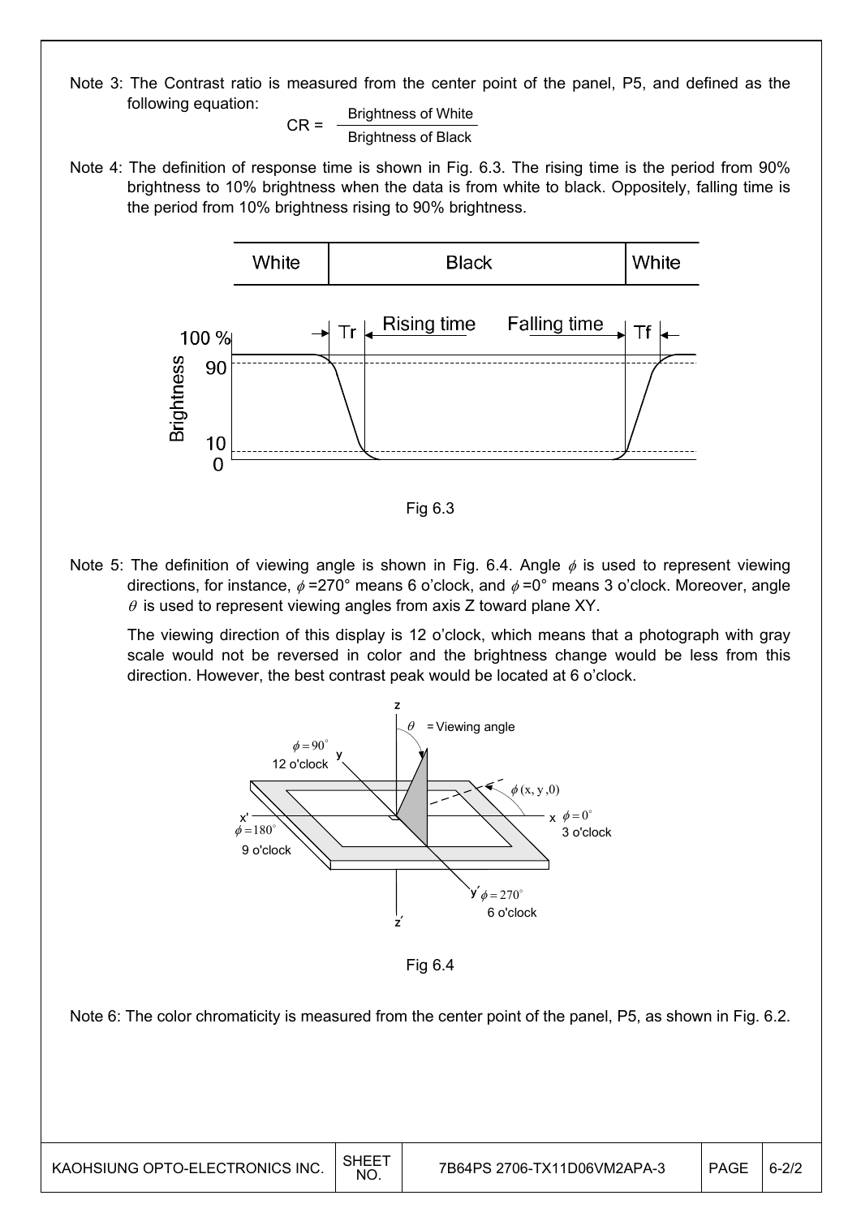Note 3: The Contrast ratio is measured from the center point of the panel, P5, and defined as the following equation:

$$CR = \frac{\text{Brightness of White}}{\text{Brightness of Black}}$$

Note 4: The definition of response time is shown in Fig. 6.3. The rising time is the period from 90% brightness to 10% brightness when the data is from white to black. Oppositely, falling time is the period from 10% brightness rising to 90% brightness.

Fig 6.3

Note 5: The definition of viewing angle is shown in Fig. 6.4. Angle $\phi$ is used to represent viewing directions, for instance, $\phi$ =270° means 6 o'clock, and $\phi$ =0° means 3 o'clock. Moreover, angle $\theta$ is used to represent viewing angles from axis Z toward plane XY.

The viewing direction of this display is 12 o'clock, which means that a photograph with gray scale would not be reversed in color and the brightness change would be less from this direction. However, the best contrast peak would be located at 6 o'clock.

Fig 6.4

Note 6: The color chromaticity is measured from the center point of the panel, P5, as shown in Fig. 6.2.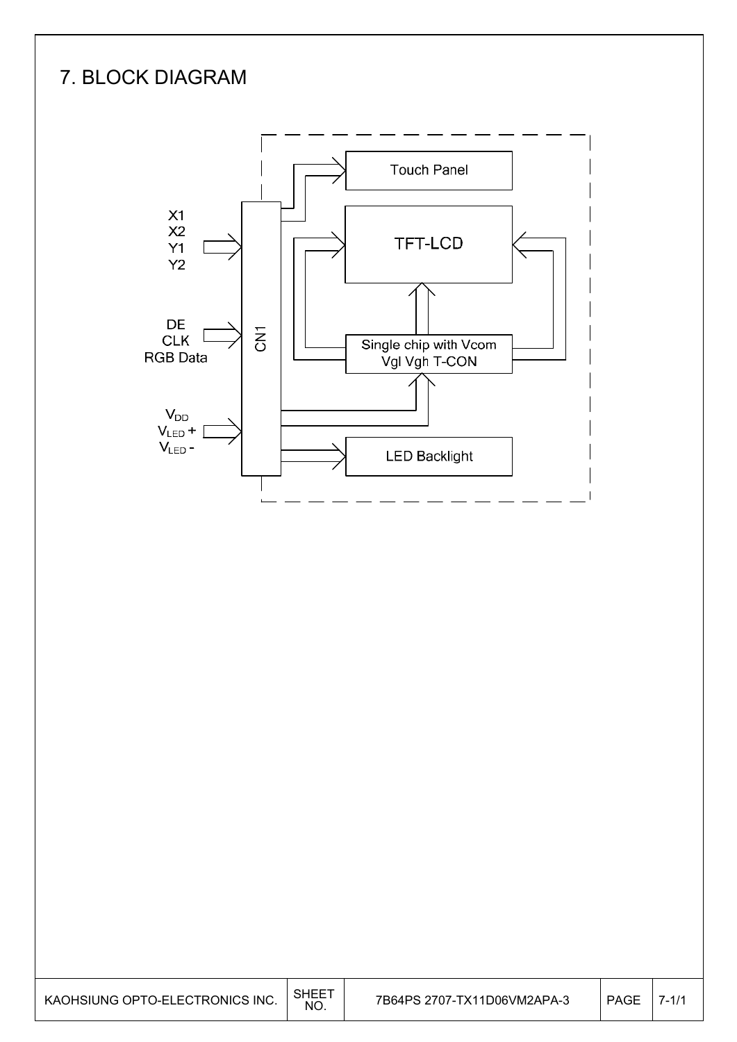# 7. BLOCK DIAGRAM

X1
X2
Y1
Y2

DE
CLK
RGB Data

$V_{DD}$
$V_{LED}$ +
$V_{LED}$ -

CN1

Touch Panel

TFT-LCD

Single chip with Vcom
Vgl Vgh T-CON

LED Backlight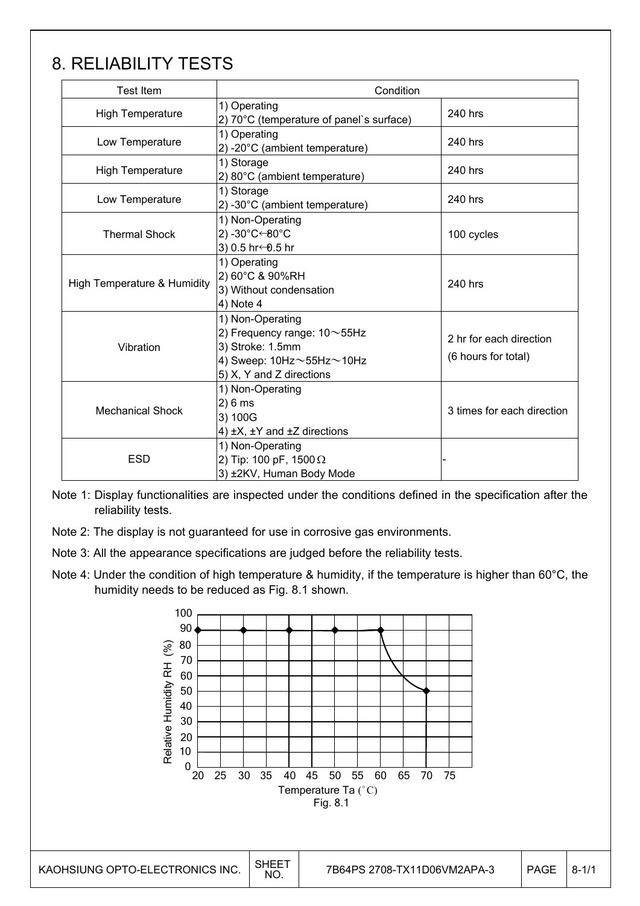# 8. RELIABILITY TESTS

| Test Item | Condition | |
|---|---|---|
| High Temperature | 1) Operating<br>2) 70°C (temperature of panel`s surface) | 240 hrs |
| Low Temperature | 1) Operating<br>2) -20°C (ambient temperature) | 240 hrs |
| High Temperature | 1) Storage<br>2) 80°C (ambient temperature) | 240 hrs |
| Low Temperature | 1) Storage<br>2) -30°C (ambient temperature) | 240 hrs |
| Thermal Shock | 1) Non-Operating<br>2) -30°C↔80°C<br>3) 0.5 hr↔0.5 hr | 100 cycles |
| High Temperature & Humidity | 1) Operating<br>2) 60°C & 90%RH<br>3) Without condensation<br>4) Note 4 | 240 hrs |
| Vibration | 1) Non-Operating<br>2) Frequency range: 10～55Hz<br>3) Stroke: 1.5mm<br>4) Sweep: 10Hz～55Hz～10Hz<br>5) X, Y and Z directions | 2 hr for each direction<br>(6 hours for total) |
| Mechanical Shock | 1) Non-Operating<br>2) 6 ms<br>3) 100G<br>4) ±X, ±Y and ±Z directions | 3 times for each direction |
| ESD | 1) Non-Operating<br>2) Tip: 100 pF, 1500Ω<br>3) ±2KV, Human Body Mode | - |

Note 1: Display functionalities are inspected under the conditions defined in the specification after the reliability tests.

Note 2: The display is not guaranteed for use in corrosive gas environments.

Note 3: All the appearance specifications are judged before the reliability tests.

Note 4: Under the condition of high temperature & humidity, if the temperature is higher than 60°C, the humidity needs to be reduced as Fig. 8.1 shown.

Fig. 8.1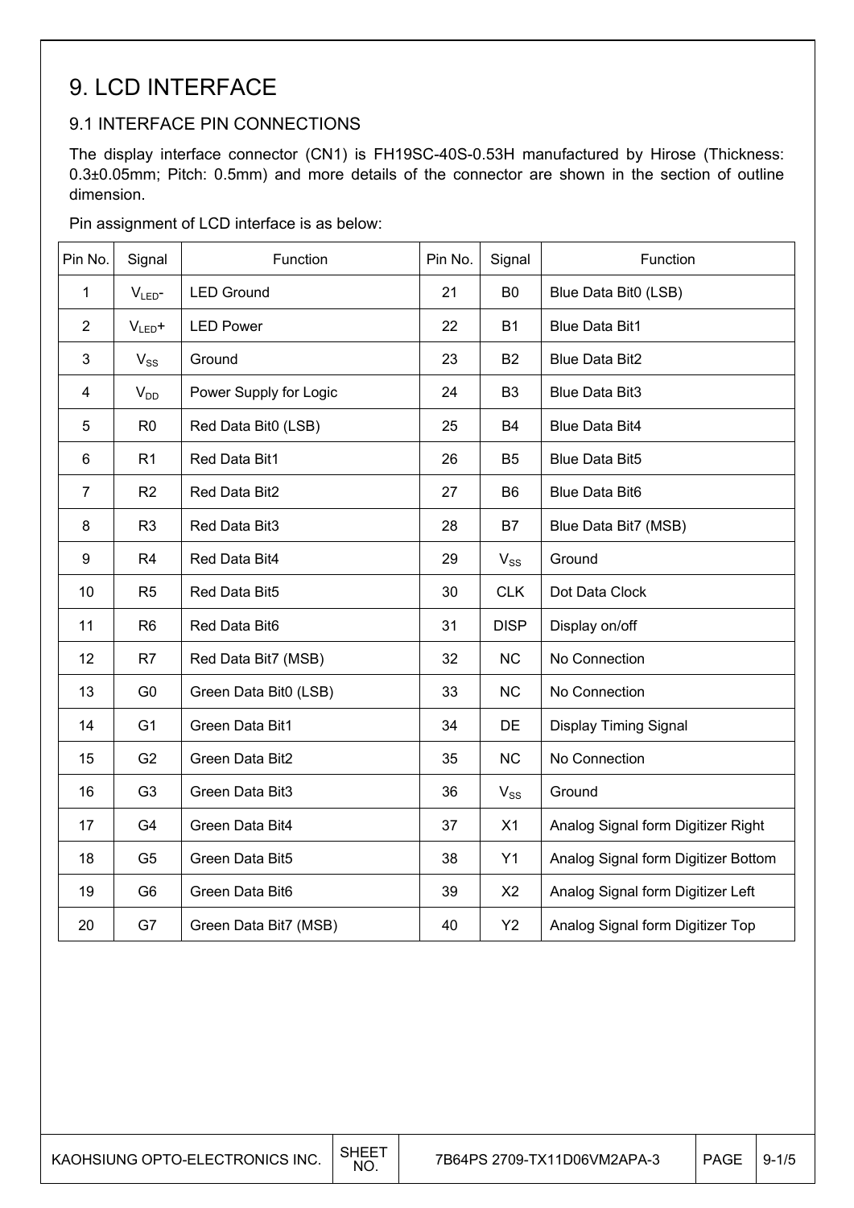# 9. LCD INTERFACE

## 9.1 INTERFACE PIN CONNECTIONS

The display interface connector (CN1) is FH19SC-40S-0.53H manufactured by Hirose (Thickness: 0.3±0.05mm; Pitch: 0.5mm) and more details of the connector are shown in the section of outline dimension.

Pin assignment of LCD interface is as below:

| Pin No. | Signal | Function | Pin No. | Signal | Function |
|---|---|---|---|---|---|
| 1 | $V_{LED}$- | LED Ground | 21 | B0 | Blue Data Bit0 (LSB) |
| 2 | $V_{LED}$+ | LED Power | 22 | B1 | Blue Data Bit1 |
| 3 | $V_{SS}$ | Ground | 23 | B2 | Blue Data Bit2 |
| 4 | $V_{DD}$ | Power Supply for Logic | 24 | B3 | Blue Data Bit3 |
| 5 | R0 | Red Data Bit0 (LSB) | 25 | B4 | Blue Data Bit4 |
| 6 | R1 | Red Data Bit1 | 26 | B5 | Blue Data Bit5 |
| 7 | R2 | Red Data Bit2 | 27 | B6 | Blue Data Bit6 |
| 8 | R3 | Red Data Bit3 | 28 | B7 | Blue Data Bit7 (MSB) |
| 9 | R4 | Red Data Bit4 | 29 | $V_{SS}$ | Ground |
| 10 | R5 | Red Data Bit5 | 30 | CLK | Dot Data Clock |
| 11 | R6 | Red Data Bit6 | 31 | DISP | Display on/off |
| 12 | R7 | Red Data Bit7 (MSB) | 32 | NC | No Connection |
| 13 | G0 | Green Data Bit0 (LSB) | 33 | NC | No Connection |
| 14 | G1 | Green Data Bit1 | 34 | DE | Display Timing Signal |
| 15 | G2 | Green Data Bit2 | 35 | NC | No Connection |
| 16 | G3 | Green Data Bit3 | 36 | $V_{SS}$ | Ground |
| 17 | G4 | Green Data Bit4 | 37 | X1 | Analog Signal form Digitizer Right |
| 18 | G5 | Green Data Bit5 | 38 | Y1 | Analog Signal form Digitizer Bottom |
| 19 | G6 | Green Data Bit6 | 39 | X2 | Analog Signal form Digitizer Left |
| 20 | G7 | Green Data Bit7 (MSB) | 40 | Y2 | Analog Signal form Digitizer Top |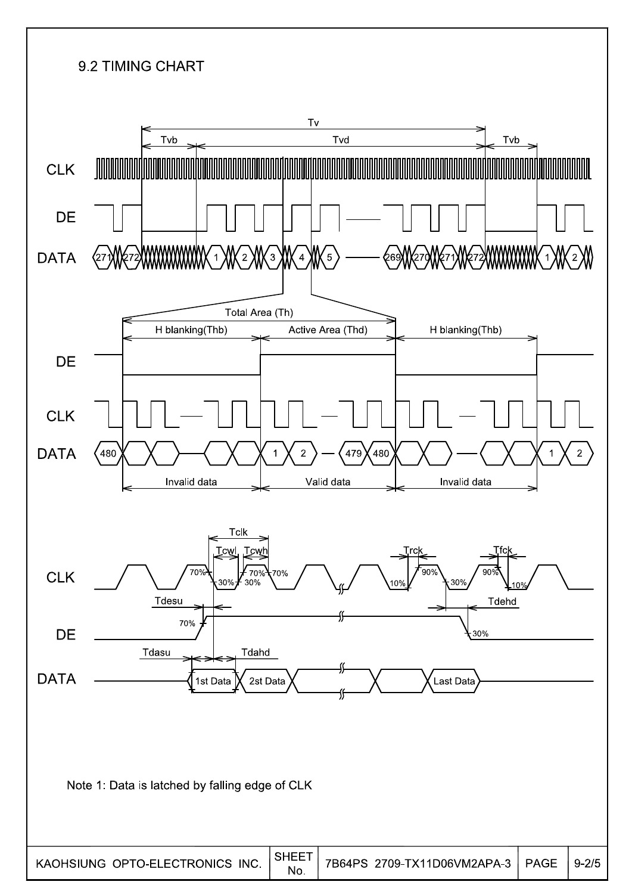## 9.2 TIMING CHART

Tv

Tvb Tvd Tvb

CLK

DE

DATA 271 272 1 2 3 4 5 — 269 270 271 272 1 2

Total Area (Th)

H blanking(Thb) Active Area (Thd) H blanking(Thb)

DE

CLK

DATA 480 1 2 — 479 480 1 2

Invalid data Valid data Invalid data

Tclk

Tcwl Tcwh Trck Tfck

CLK 70% 30% 70% 30% 70% 10% 90% 30% 90% 10%

Tdesu Tdehd

DE 70% 30%

Tdasu Tdahd

DATA 1st Data 2st Data Last Data

Note 1: Data is latched by falling edge of CLK

| KAOHSIUNG OPTO-ELECTRONICS INC. | SHEET No. | 7B64PS 2709-TX11D06VM2APA-3 | PAGE | 9-2/5 |
| --- | --- | --- | --- | --- |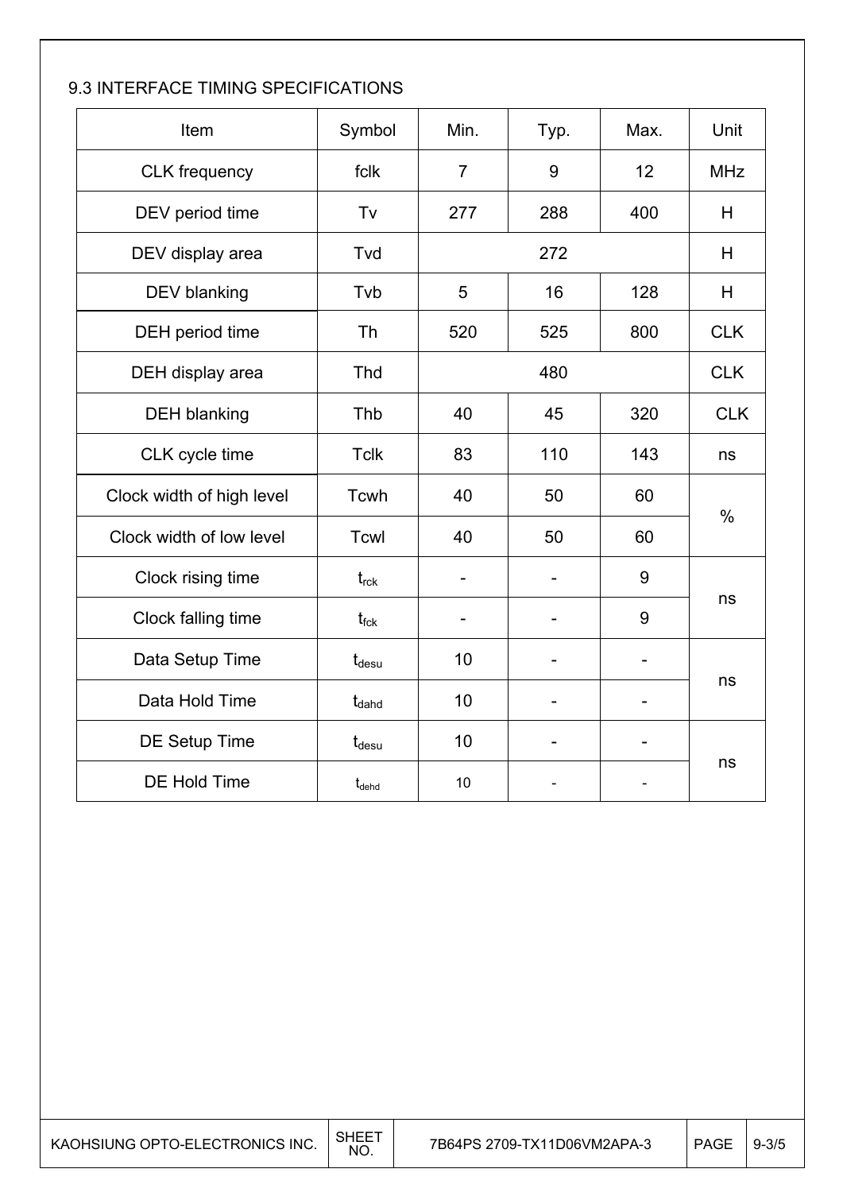## 9.3 INTERFACE TIMING SPECIFICATIONS

| Item | Symbol | Min. | Typ. | Max. | Unit |
|---|---|---|---|---|---|
| CLK frequency | fclk | 7 | 9 | 12 | MHz |
| DEV period time | Tv | 277 | 288 | 400 | H |
| DEV display area | Tvd | | 272 | | H |
| DEV blanking | Tvb | 5 | 16 | 128 | H |
| DEH period time | Th | 520 | 525 | 800 | CLK |
| DEH display area | Thd | | 480 | | CLK |
| DEH blanking | Thb | 40 | 45 | 320 | CLK |
| CLK cycle time | Tclk | 83 | 110 | 143 | ns |
| Clock width of high level | Tcwh | 40 | 50 | 60 | % |
| Clock width of low level | Tcwl | 40 | 50 | 60 | % |
| Clock rising time | $t_{rck}$ | - | - | 9 | ns |
| Clock falling time | $t_{fck}$ | - | - | 9 | ns |
| Data Setup Time | $t_{desu}$ | 10 | - | - | ns |
| Data Hold Time | $t_{dahd}$ | 10 | - | - | ns |
| DE Setup Time | $t_{desu}$ | 10 | - | - | ns |
| DE Hold Time | $t_{dehd}$ | 10 | - | - | ns |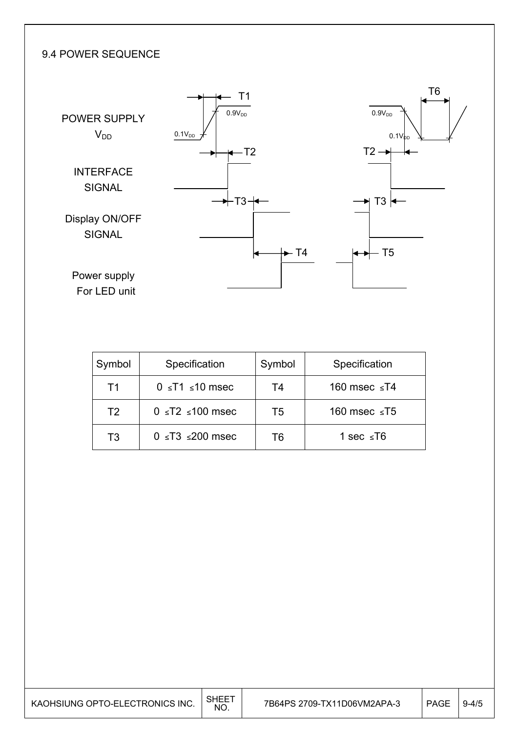## 9.4 POWER SEQUENCE

POWER SUPPLY $V_{DD}$

INTERFACE SIGNAL

Display ON/OFF SIGNAL

Power supply For LED unit

| Symbol | Specification | Symbol | Specification |
|---|---|---|---|
| T1 | 0 ≤T1 ≤10 msec | T4 | 160 msec ≤T4 |
| T2 | 0 ≤T2 ≤100 msec | T5 | 160 msec ≤T5 |
| T3 | 0 ≤T3 ≤200 msec | T6 | 1 sec ≤T6 |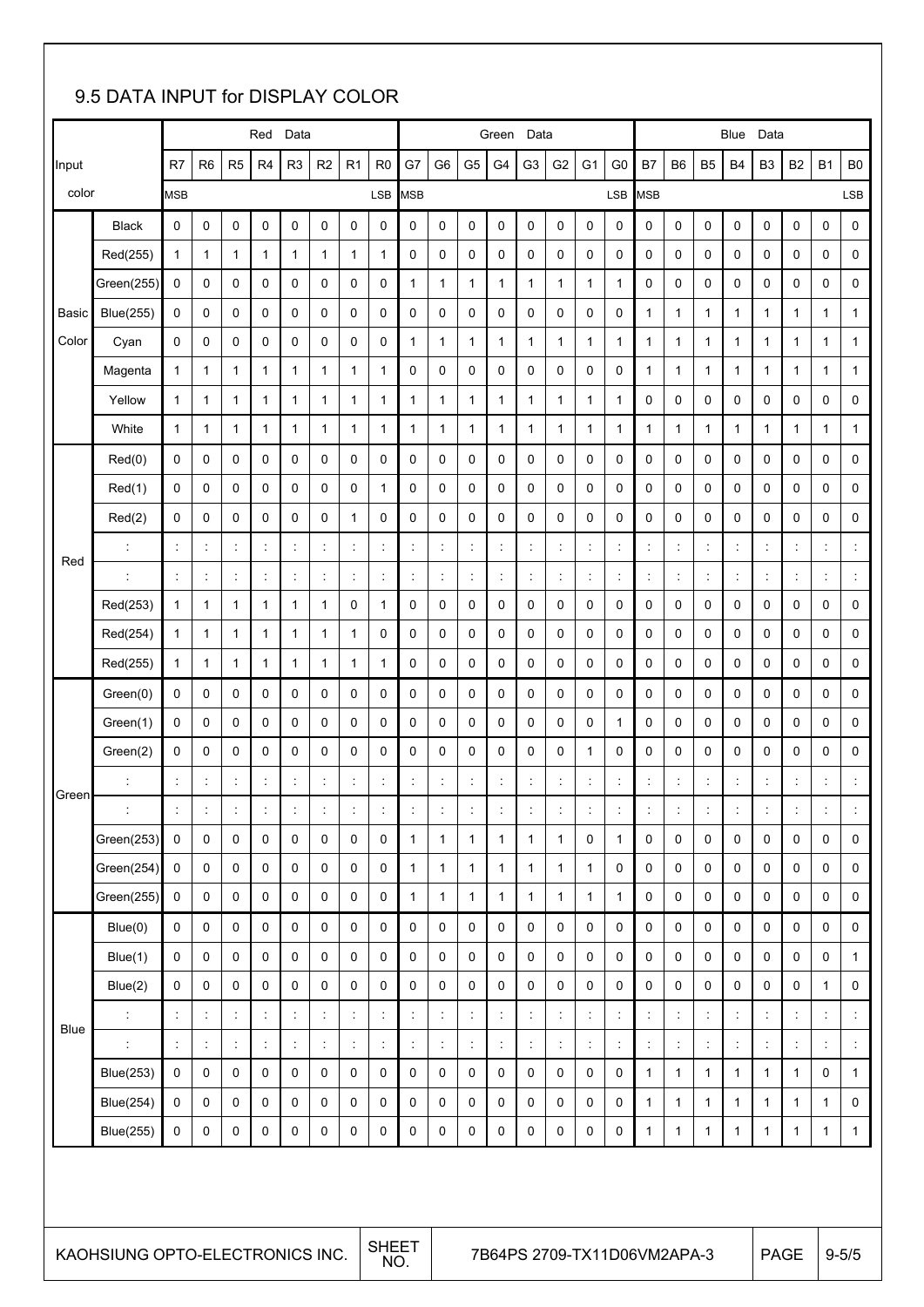## 9.5 DATA INPUT for DISPLAY COLOR

| Input color | | Red Data | | | | | | | | Green Data | | | | | | | | Blue Data | | | | | | | |
|---|---|---|---|---|---|---|---|---|---|---|---|---|---|---|---|---|---|---|---|---|---|---|---|---|---|
| | | R7 | R6 | R5 | R4 | R3 | R2 | R1 | R0 | G7 | G6 | G5 | G4 | G3 | G2 | G1 | G0 | B7 | B6 | B5 | B4 | B3 | B2 | B1 | B0 |
| | | MSB | | | | | | | LSB | MSB | | | | | | | LSB | MSB | | | | | | | LSB |
| Basic Color | Black | 0 | 0 | 0 | 0 | 0 | 0 | 0 | 0 | 0 | 0 | 0 | 0 | 0 | 0 | 0 | 0 | 0 | 0 | 0 | 0 | 0 | 0 | 0 | 0 |
| | Red(255) | 1 | 1 | 1 | 1 | 1 | 1 | 1 | 1 | 0 | 0 | 0 | 0 | 0 | 0 | 0 | 0 | 0 | 0 | 0 | 0 | 0 | 0 | 0 | 0 |
| | Green(255) | 0 | 0 | 0 | 0 | 0 | 0 | 0 | 0 | 1 | 1 | 1 | 1 | 1 | 1 | 1 | 1 | 0 | 0 | 0 | 0 | 0 | 0 | 0 | 0 |
| | Blue(255) | 0 | 0 | 0 | 0 | 0 | 0 | 0 | 0 | 0 | 0 | 0 | 0 | 0 | 0 | 0 | 0 | 1 | 1 | 1 | 1 | 1 | 1 | 1 | 1 |
| | Cyan | 0 | 0 | 0 | 0 | 0 | 0 | 0 | 0 | 1 | 1 | 1 | 1 | 1 | 1 | 1 | 1 | 1 | 1 | 1 | 1 | 1 | 1 | 1 | 1 |
| | Magenta | 1 | 1 | 1 | 1 | 1 | 1 | 1 | 1 | 0 | 0 | 0 | 0 | 0 | 0 | 0 | 0 | 1 | 1 | 1 | 1 | 1 | 1 | 1 | 1 |
| | Yellow | 1 | 1 | 1 | 1 | 1 | 1 | 1 | 1 | 1 | 1 | 1 | 1 | 1 | 1 | 1 | 1 | 0 | 0 | 0 | 0 | 0 | 0 | 0 | 0 |
| | White | 1 | 1 | 1 | 1 | 1 | 1 | 1 | 1 | 1 | 1 | 1 | 1 | 1 | 1 | 1 | 1 | 1 | 1 | 1 | 1 | 1 | 1 | 1 | 1 |
| Red | Red(0) | 0 | 0 | 0 | 0 | 0 | 0 | 0 | 0 | 0 | 0 | 0 | 0 | 0 | 0 | 0 | 0 | 0 | 0 | 0 | 0 | 0 | 0 | 0 | 0 |
| | Red(1) | 0 | 0 | 0 | 0 | 0 | 0 | 0 | 1 | 0 | 0 | 0 | 0 | 0 | 0 | 0 | 0 | 0 | 0 | 0 | 0 | 0 | 0 | 0 | 0 |
| | Red(2) | 0 | 0 | 0 | 0 | 0 | 0 | 1 | 0 | 0 | 0 | 0 | 0 | 0 | 0 | 0 | 0 | 0 | 0 | 0 | 0 | 0 | 0 | 0 | 0 |
| | : | : | : | : | : | : | : | : | : | : | : | : | : | : | : | : | : | : | : | : | : | : | : | : | : |
| | : | : | : | : | : | : | : | : | : | : | : | : | : | : | : | : | : | : | : | : | : | : | : | : | : |
| | Red(253) | 1 | 1 | 1 | 1 | 1 | 1 | 0 | 1 | 0 | 0 | 0 | 0 | 0 | 0 | 0 | 0 | 0 | 0 | 0 | 0 | 0 | 0 | 0 | 0 |
| | Red(254) | 1 | 1 | 1 | 1 | 1 | 1 | 1 | 0 | 0 | 0 | 0 | 0 | 0 | 0 | 0 | 0 | 0 | 0 | 0 | 0 | 0 | 0 | 0 | 0 |
| | Red(255) | 1 | 1 | 1 | 1 | 1 | 1 | 1 | 1 | 0 | 0 | 0 | 0 | 0 | 0 | 0 | 0 | 0 | 0 | 0 | 0 | 0 | 0 | 0 | 0 |
| Green | Green(0) | 0 | 0 | 0 | 0 | 0 | 0 | 0 | 0 | 0 | 0 | 0 | 0 | 0 | 0 | 0 | 0 | 0 | 0 | 0 | 0 | 0 | 0 | 0 | 0 |
| | Green(1) | 0 | 0 | 0 | 0 | 0 | 0 | 0 | 0 | 0 | 0 | 0 | 0 | 0 | 0 | 0 | 1 | 0 | 0 | 0 | 0 | 0 | 0 | 0 | 0 |
| | Green(2) | 0 | 0 | 0 | 0 | 0 | 0 | 0 | 0 | 0 | 0 | 0 | 0 | 0 | 0 | 1 | 0 | 0 | 0 | 0 | 0 | 0 | 0 | 0 | 0 |
| | : | : | : | : | : | : | : | : | : | : | : | : | : | : | : | : | : | : | : | : | : | : | : | : | : |
| | : | : | : | : | : | : | : | : | : | : | : | : | : | : | : | : | : | : | : | : | : | : | : | : | : |
| | Green(253) | 0 | 0 | 0 | 0 | 0 | 0 | 0 | 0 | 1 | 1 | 1 | 1 | 1 | 1 | 0 | 1 | 0 | 0 | 0 | 0 | 0 | 0 | 0 | 0 |
| | Green(254) | 0 | 0 | 0 | 0 | 0 | 0 | 0 | 0 | 1 | 1 | 1 | 1 | 1 | 1 | 1 | 0 | 0 | 0 | 0 | 0 | 0 | 0 | 0 | 0 |
| | Green(255) | 0 | 0 | 0 | 0 | 0 | 0 | 0 | 0 | 1 | 1 | 1 | 1 | 1 | 1 | 1 | 1 | 0 | 0 | 0 | 0 | 0 | 0 | 0 | 0 |
| Blue | Blue(0) | 0 | 0 | 0 | 0 | 0 | 0 | 0 | 0 | 0 | 0 | 0 | 0 | 0 | 0 | 0 | 0 | 0 | 0 | 0 | 0 | 0 | 0 | 0 | 0 |
| | Blue(1) | 0 | 0 | 0 | 0 | 0 | 0 | 0 | 0 | 0 | 0 | 0 | 0 | 0 | 0 | 0 | 0 | 0 | 0 | 0 | 0 | 0 | 0 | 0 | 1 |
| | Blue(2) | 0 | 0 | 0 | 0 | 0 | 0 | 0 | 0 | 0 | 0 | 0 | 0 | 0 | 0 | 0 | 0 | 0 | 0 | 0 | 0 | 0 | 0 | 1 | 0 |
| | : | : | : | : | : | : | : | : | : | : | : | : | : | : | : | : | : | : | : | : | : | : | : | : | : |
| | : | : | : | : | : | : | : | : | : | : | : | : | : | : | : | : | : | : | : | : | : | : | : | : | : |
| | Blue(253) | 0 | 0 | 0 | 0 | 0 | 0 | 0 | 0 | 0 | 0 | 0 | 0 | 0 | 0 | 0 | 0 | 1 | 1 | 1 | 1 | 1 | 1 | 0 | 1 |
| | Blue(254) | 0 | 0 | 0 | 0 | 0 | 0 | 0 | 0 | 0 | 0 | 0 | 0 | 0 | 0 | 0 | 0 | 1 | 1 | 1 | 1 | 1 | 1 | 1 | 0 |
| | Blue(255) | 0 | 0 | 0 | 0 | 0 | 0 | 0 | 0 | 0 | 0 | 0 | 0 | 0 | 0 | 0 | 0 | 1 | 1 | 1 | 1 | 1 | 1 | 1 | 1 |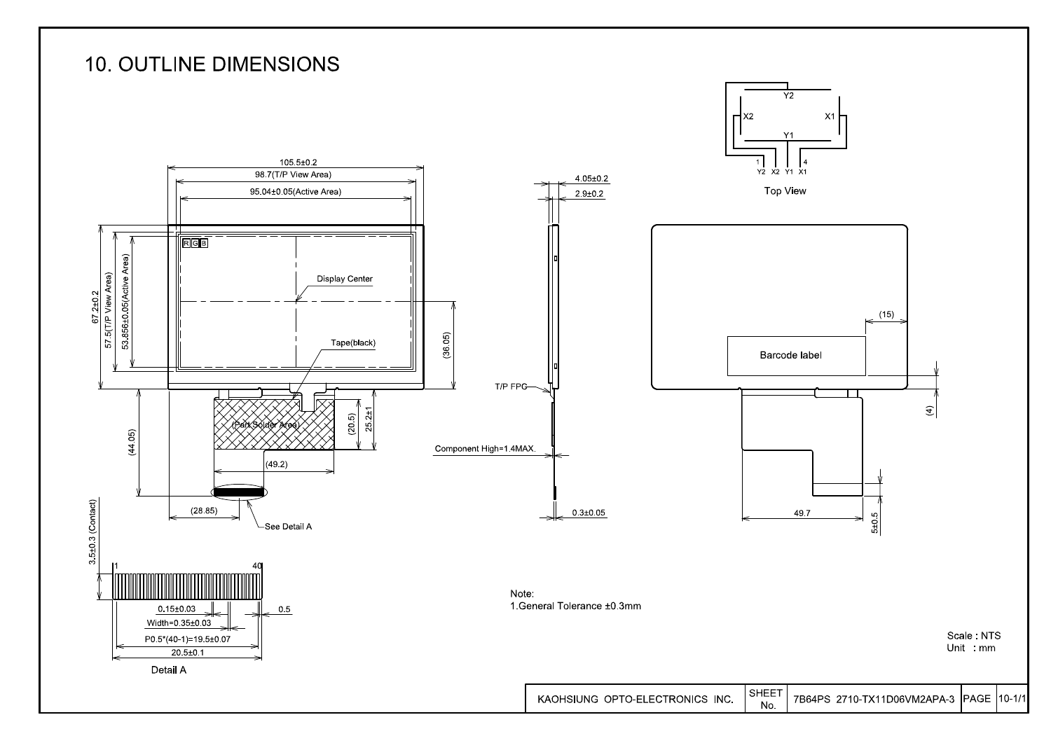# 10. OUTLINE DIMENSIONS

105.5±0.2
98.7(T/P View Area)
95.04±0.05(Active Area)

67.2±0.2
57.5(T/P View Area)
53.856±0.05(Active Area)

RGB

Display Center

Tape(black)

(36.05)

(Part Solder Area)

(20.5)
25.2±1

(44.05)

(49.2)

(28.85)

See Detail A

3.5±0.3 (Contact)

1
40

0.15±0.03
Width=0.35±0.03
P0.5*(40-1)=19.5±0.07
20.5±0.1
0.5

Detail A

4.05±0.2
2.9±0.2

T/P FPC

Component High=1.4MAX.

0.3±0.05

Y2
X2
X1
Y1
1 Y2 X2 Y1 X1 4

Top View

(15)

Barcode label

(4)

49.7

5±0.5

Note:
1.General Tolerance ±0.3mm

Scale : NTS
Unit : mm

| KAOHSIUNG OPTO-ELECTRONICS INC. | SHEET No. | 7B64PS 2710-TX11D06VM2APA-3 | PAGE | 10-1/1 |
|---|---|---|---|---|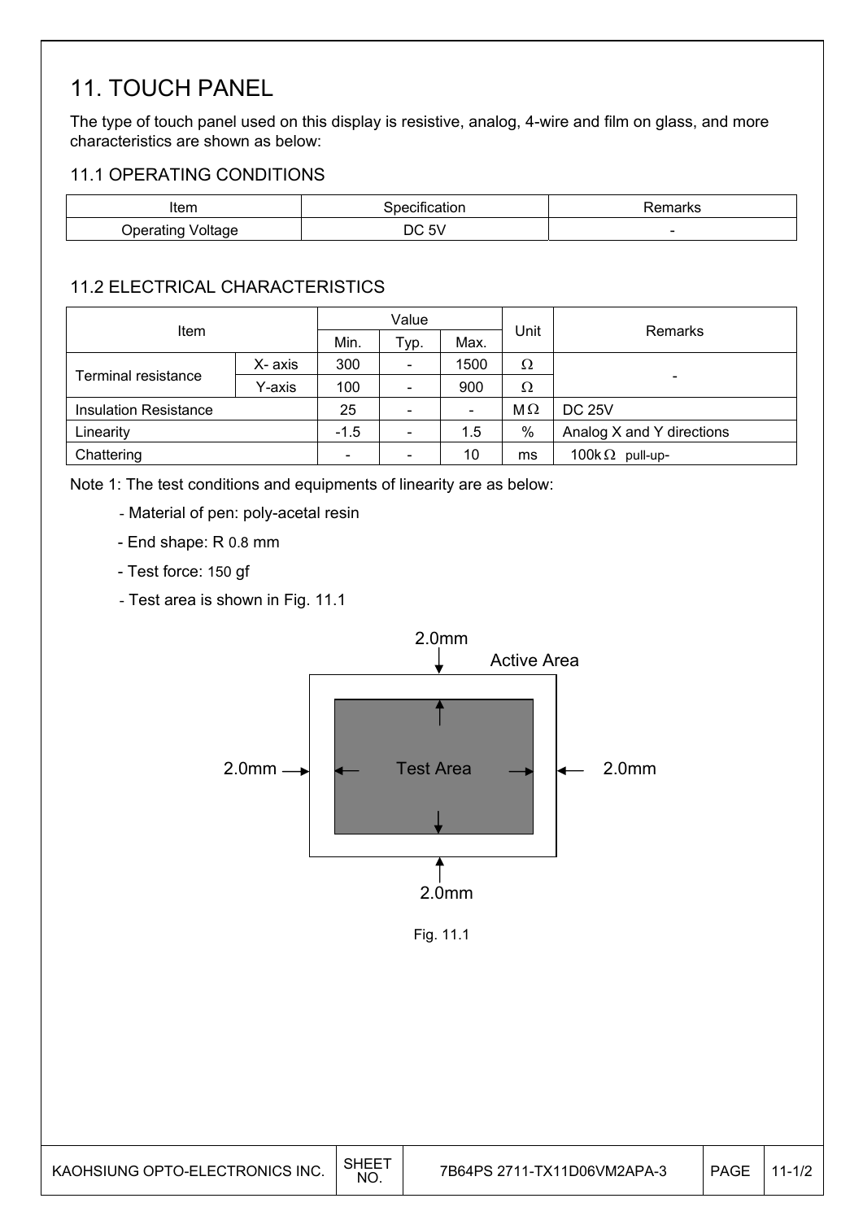# 11. TOUCH PANEL

The type of touch panel used on this display is resistive, analog, 4-wire and film on glass, and more characteristics are shown as below:

## 11.1 OPERATING CONDITIONS

| Item | Specification | Remarks |
|---|---|---|
| Operating Voltage | DC 5V | - |

## 11.2 ELECTRICAL CHARACTERISTICS

| Item | | Value | | | Unit | Remarks |
|---|---|---|---|---|---|---|
| | | Min. | Typ. | Max. | | |
| Terminal resistance | X- axis | 300 | - | 1500 | Ω | - |
| | Y-axis | 100 | - | 900 | Ω | |
| Insulation Resistance | | 25 | - | - | MΩ | DC 25V |
| Linearity | | -1.5 | - | 1.5 | % | Analog X and Y directions |
| Chattering | | - | - | 10 | ms | 100kΩ pull-up- |

Note 1: The test conditions and equipments of linearity are as below:

- Material of pen: poly-acetal resin
- End shape: R 0.8 mm
- Test force: 150 gf
- Test area is shown in Fig. 11.1

Active Area

Test Area

2.0mm (top, bottom, left, right)

Fig. 11.1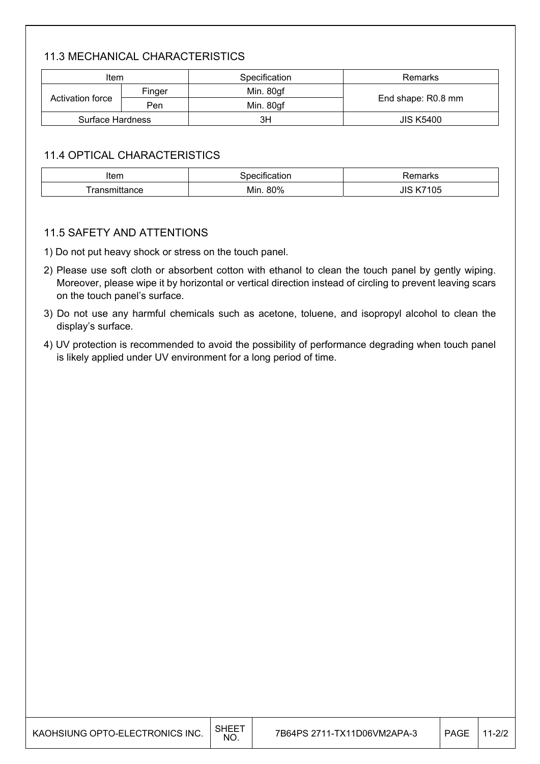### 11.3 MECHANICAL CHARACTERISTICS

| Item | | Specification | Remarks |
|---|---|---|---|
| Activation force | Finger | Min. 80gf | End shape: R0.8 mm |
| | Pen | Min. 80gf | |
| Surface Hardness | | 3H | JIS K5400 |

### 11.4 OPTICAL CHARACTERISTICS

| Item | Specification | Remarks |
|---|---|---|
| Transmittance | Min. 80% | JIS K7105 |

### 11.5 SAFETY AND ATTENTIONS

1) Do not put heavy shock or stress on the touch panel.
2) Please use soft cloth or absorbent cotton with ethanol to clean the touch panel by gently wiping. Moreover, please wipe it by horizontal or vertical direction instead of circling to prevent leaving scars on the touch panel's surface.
3) Do not use any harmful chemicals such as acetone, toluene, and isopropyl alcohol to clean the display's surface.
4) UV protection is recommended to avoid the possibility of performance degrading when touch panel is likely applied under UV environment for a long period of time.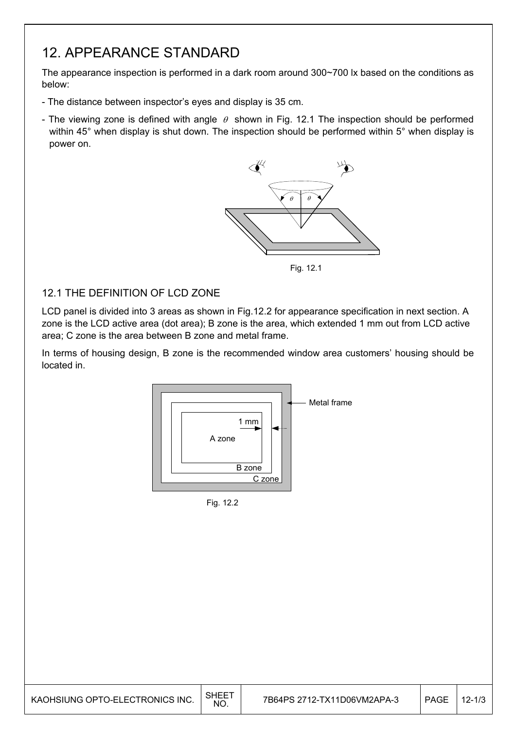# 12. APPEARANCE STANDARD

The appearance inspection is performed in a dark room around 300~700 lx based on the conditions as below:

- The distance between inspector's eyes and display is 35 cm.
- The viewing zone is defined with angle $\theta$ shown in Fig. 12.1 The inspection should be performed within 45° when display is shut down. The inspection should be performed within 5° when display is power on.

Fig. 12.1

## 12.1 THE DEFINITION OF LCD ZONE

LCD panel is divided into 3 areas as shown in Fig.12.2 for appearance specification in next section. A zone is the LCD active area (dot area); B zone is the area, which extended 1 mm out from LCD active area; C zone is the area between B zone and metal frame.

In terms of housing design, B zone is the recommended window area customers' housing should be located in.

Fig. 12.2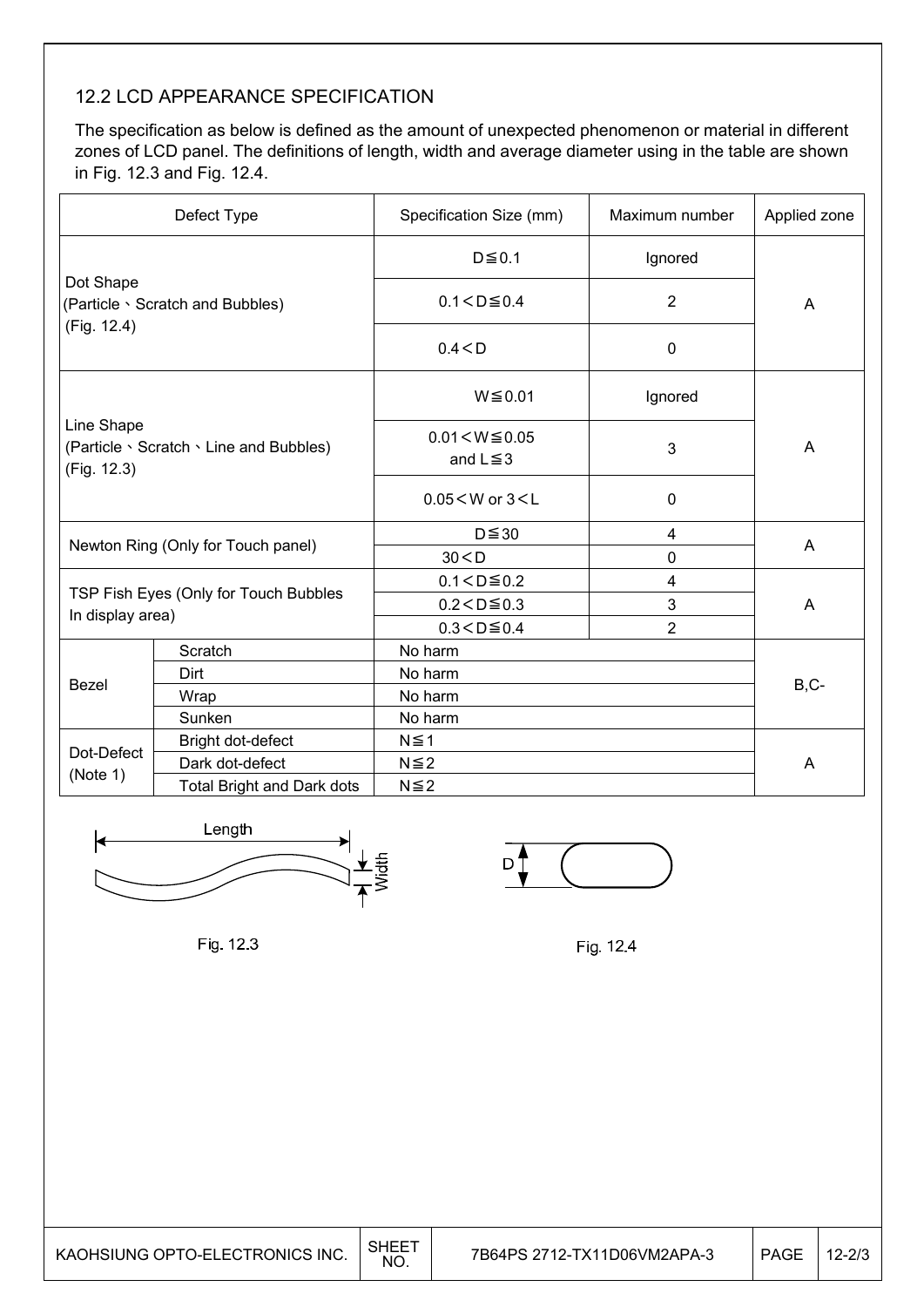## 12.2 LCD APPEARANCE SPECIFICATION

The specification as below is defined as the amount of unexpected phenomenon or material in different zones of LCD panel. The definitions of length, width and average diameter using in the table are shown in Fig. 12.3 and Fig. 12.4.

| Defect Type | | Specification Size (mm) | Maximum number | Applied zone |
|---|---|---|---|---|
| Dot Shape (Particle、Scratch and Bubbles) (Fig. 12.4) | | D≦0.1 | Ignored | A |
| | | 0.1＜D≦0.4 | 2 | |
| | | 0.4＜D | 0 | |
| Line Shape (Particle、Scratch、Line and Bubbles) (Fig. 12.3) | | W≦0.01 | Ignored | A |
| | | 0.01＜W≦0.05 and L≦3 | 3 | |
| | | 0.05＜W or 3＜L | 0 | |
| Newton Ring (Only for Touch panel) | | D≦30 | 4 | A |
| | | 30＜D | 0 | |
| TSP Fish Eyes (Only for Touch Bubbles In display area) | | 0.1＜D≦0.2 | 4 | A |
| | | 0.2＜D≦0.3 | 3 | |
| | | 0.3＜D≦0.4 | 2 | |
| Bezel | Scratch | No harm | | B,C- |
| | Dirt | No harm | | |
| | Wrap | No harm | | |
| | Sunken | No harm | | |
| Dot-Defect (Note 1) | Bright dot-defect | N≦1 | | A |
| | Dark dot-defect | N≦2 | | |
| | Total Bright and Dark dots | N≦2 | | |

Length / Width

Fig. 12.3

D

Fig. 12.4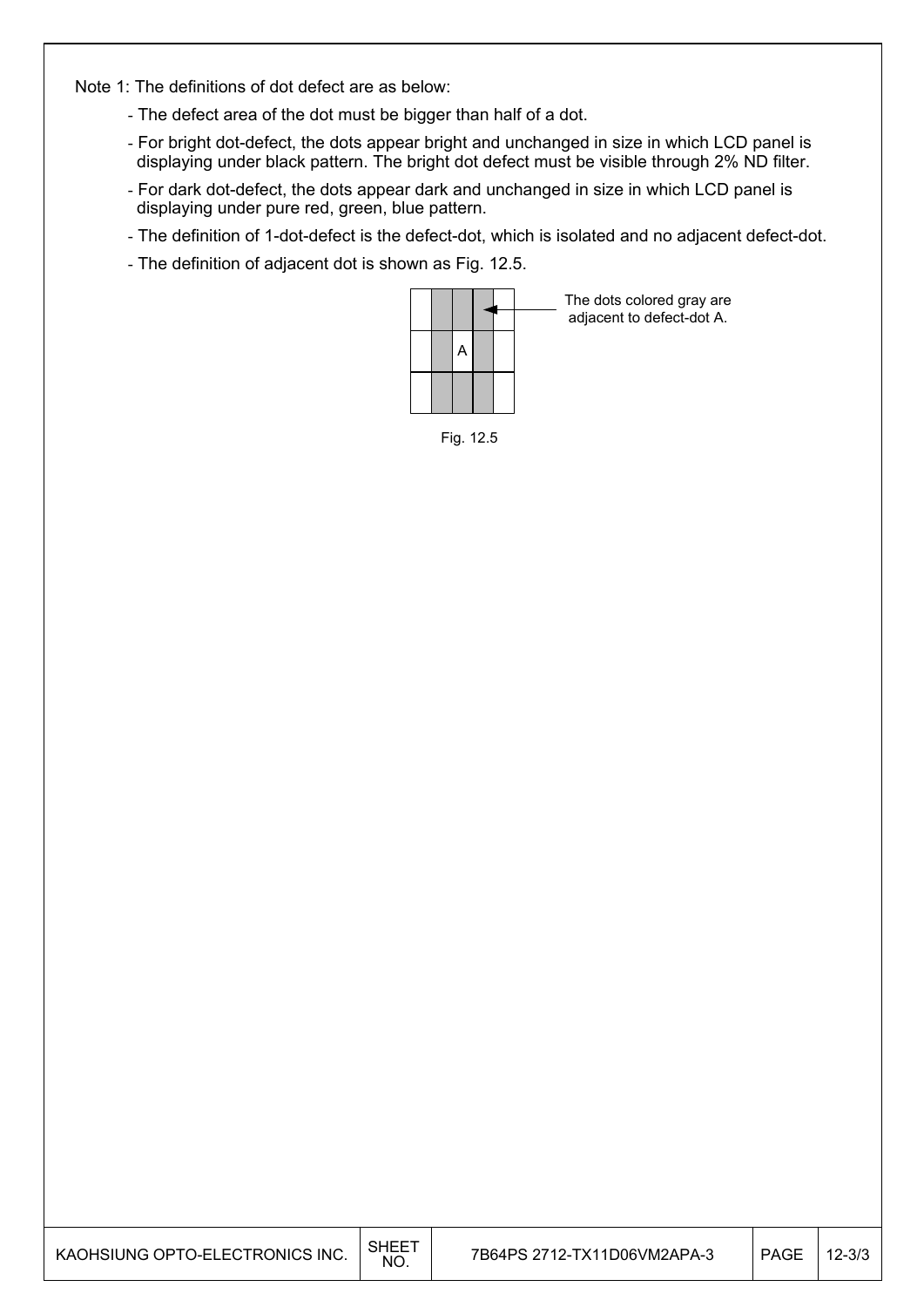Note 1: The definitions of dot defect are as below:

- The defect area of the dot must be bigger than half of a dot.
- For bright dot-defect, the dots appear bright and unchanged in size in which LCD panel is displaying under black pattern. The bright dot defect must be visible through 2% ND filter.
- For dark dot-defect, the dots appear dark and unchanged in size in which LCD panel is displaying under pure red, green, blue pattern.
- The definition of 1-dot-defect is the defect-dot, which is isolated and no adjacent defect-dot.
- The definition of adjacent dot is shown as Fig. 12.5.

The dots colored gray are adjacent to defect-dot A.

Fig. 12.5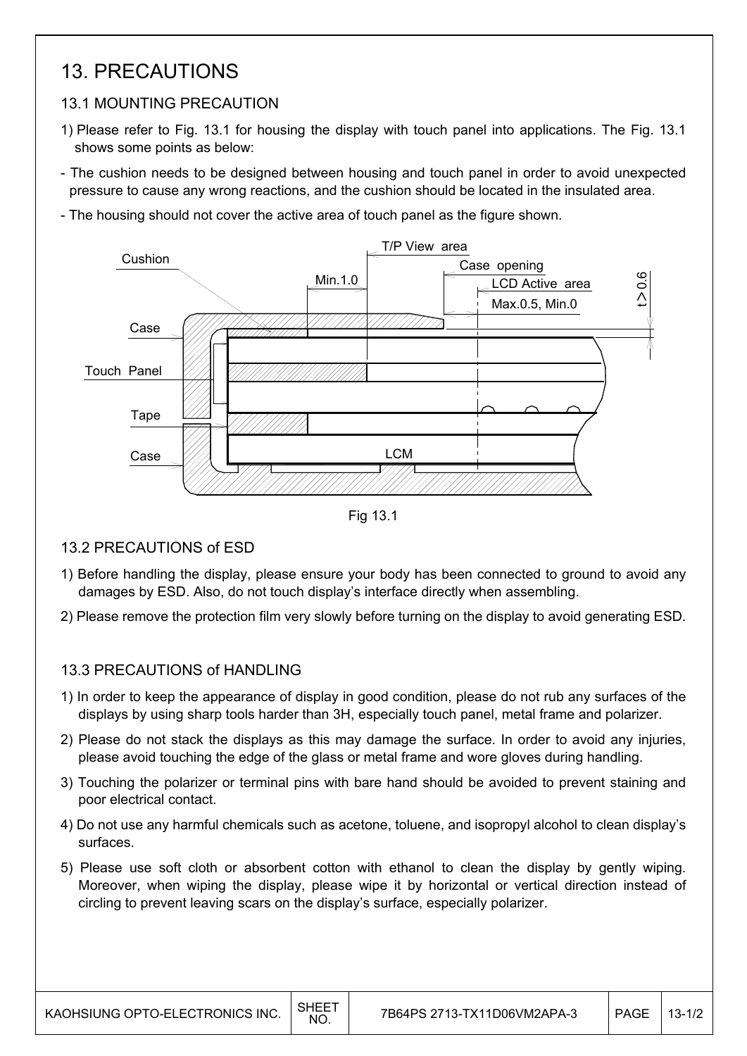# 13. PRECAUTIONS

## 13.1 MOUNTING PRECAUTION

1) Please refer to Fig. 13.1 for housing the display with touch panel into applications. The Fig. 13.1 shows some points as below:

- The cushion needs to be designed between housing and touch panel in order to avoid unexpected pressure to cause any wrong reactions, and the cushion should be located in the insulated area.
- The housing should not cover the active area of touch panel as the figure shown.

Fig 13.1

## 13.2 PRECAUTIONS of ESD

1) Before handling the display, please ensure your body has been connected to ground to avoid any damages by ESD. Also, do not touch display's interface directly when assembling.
2) Please remove the protection film very slowly before turning on the display to avoid generating ESD.

## 13.3 PRECAUTIONS of HANDLING

1) In order to keep the appearance of display in good condition, please do not rub any surfaces of the displays by using sharp tools harder than 3H, especially touch panel, metal frame and polarizer.
2) Please do not stack the displays as this may damage the surface. In order to avoid any injuries, please avoid touching the edge of the glass or metal frame and wore gloves during handling.
3) Touching the polarizer or terminal pins with bare hand should be avoided to prevent staining and poor electrical contact.
4) Do not use any harmful chemicals such as acetone, toluene, and isopropyl alcohol to clean display's surfaces.
5) Please use soft cloth or absorbent cotton with ethanol to clean the display by gently wiping. Moreover, when wiping the display, please wipe it by horizontal or vertical direction instead of circling to prevent leaving scars on the display's surface, especially polarizer.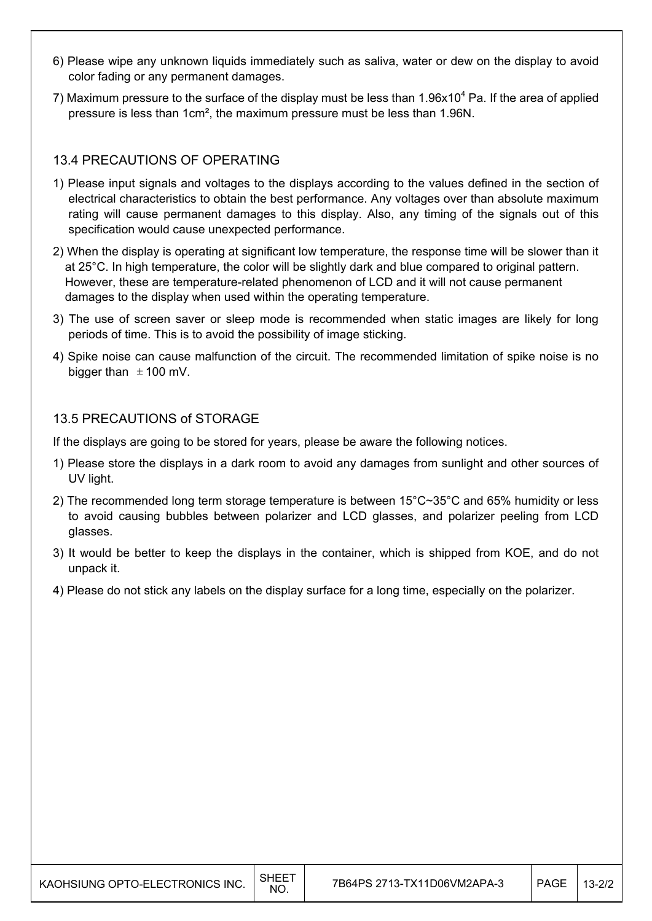6) Please wipe any unknown liquids immediately such as saliva, water or dew on the display to avoid color fading or any permanent damages.

7) Maximum pressure to the surface of the display must be less than $1.96 \times 10^4$ Pa. If the area of applied pressure is less than $1cm^2$, the maximum pressure must be less than 1.96N.

## 13.4 PRECAUTIONS OF OPERATING

1) Please input signals and voltages to the displays according to the values defined in the section of electrical characteristics to obtain the best performance. Any voltages over than absolute maximum rating will cause permanent damages to this display. Also, any timing of the signals out of this specification would cause unexpected performance.

2) When the display is operating at significant low temperature, the response time will be slower than it at 25°C. In high temperature, the color will be slightly dark and blue compared to original pattern. However, these are temperature-related phenomenon of LCD and it will not cause permanent damages to the display when used within the operating temperature.

3) The use of screen saver or sleep mode is recommended when static images are likely for long periods of time. This is to avoid the possibility of image sticking.

4) Spike noise can cause malfunction of the circuit. The recommended limitation of spike noise is no bigger than ±100 mV.

## 13.5 PRECAUTIONS of STORAGE

If the displays are going to be stored for years, please be aware the following notices.

1) Please store the displays in a dark room to avoid any damages from sunlight and other sources of UV light.

2) The recommended long term storage temperature is between 15°C~35°C and 65% humidity or less to avoid causing bubbles between polarizer and LCD glasses, and polarizer peeling from LCD glasses.

3) It would be better to keep the displays in the container, which is shipped from KOE, and do not unpack it.

4) Please do not stick any labels on the display surface for a long time, especially on the polarizer.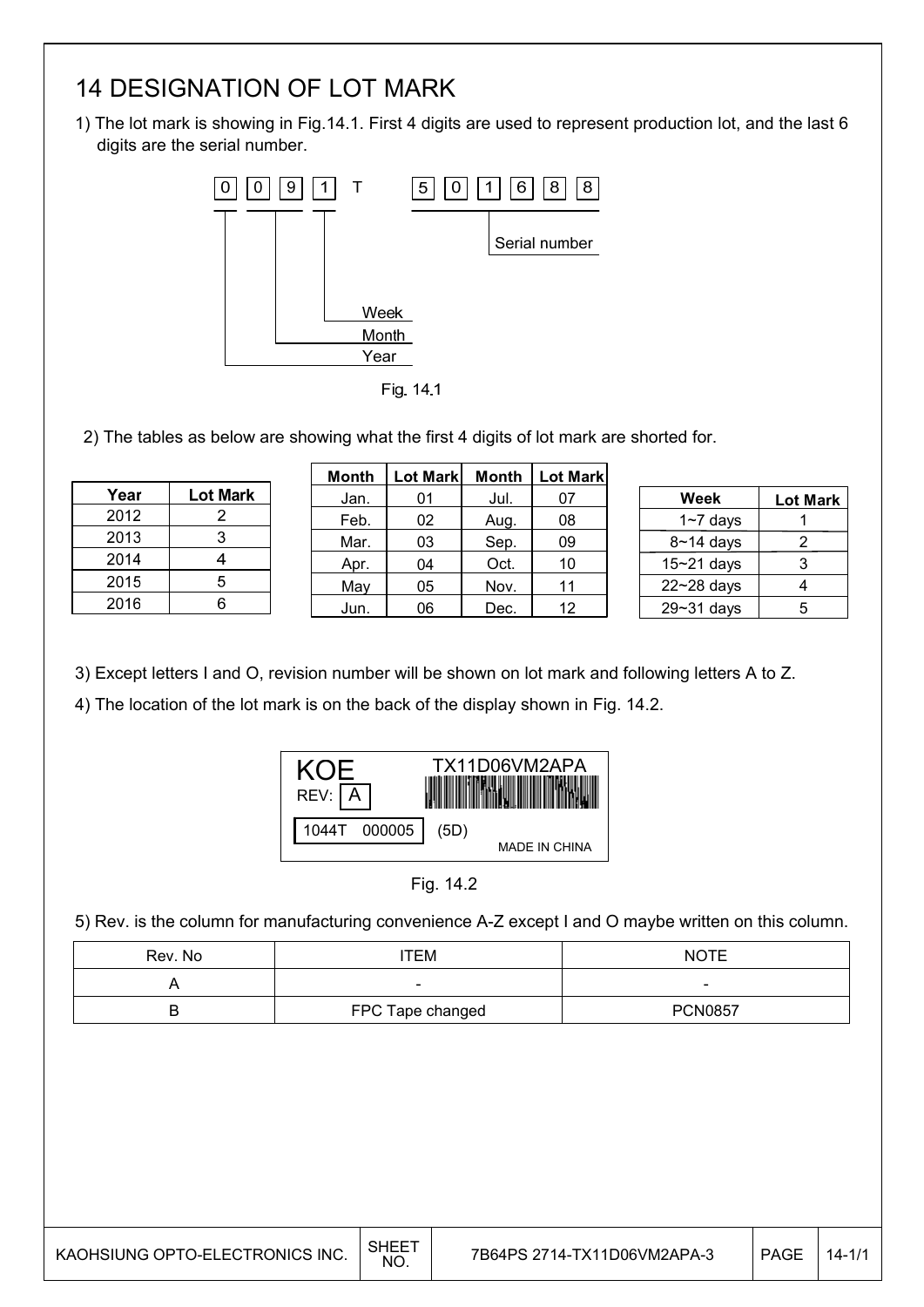# 14 DESIGNATION OF LOT MARK

1) The lot mark is showing in Fig.14.1. First 4 digits are used to represent production lot, and the last 6 digits are the serial number.

0 0 9 1 T 5 0 1 6 8 8

Serial number

Week

Month

Year

Fig. 14.1

2) The tables as below are showing what the first 4 digits of lot mark are shorted for.

| Year | Lot Mark |
|---|---|
| 2012 | 2 |
| 2013 | 3 |
| 2014 | 4 |
| 2015 | 5 |
| 2016 | 6 |

| Month | Lot Mark | Month | Lot Mark |
|---|---|---|---|
| Jan. | 01 | Jul. | 07 |
| Feb. | 02 | Aug. | 08 |
| Mar. | 03 | Sep. | 09 |
| Apr. | 04 | Oct. | 10 |
| May | 05 | Nov. | 11 |
| Jun. | 06 | Dec. | 12 |

| Week | Lot Mark |
|---|---|
| 1~7 days | 1 |
| 8~14 days | 2 |
| 15~21 days | 3 |
| 22~28 days | 4 |
| 29~31 days | 5 |

3) Except letters I and O, revision number will be shown on lot mark and following letters A to Z.

4) The location of the lot mark is on the back of the display shown in Fig. 14.2.

KOE TX11D06VM2APA

REV: A

1044T 000005 (5D)

MADE IN CHINA

Fig. 14.2

5) Rev. is the column for manufacturing convenience A-Z except I and O maybe written on this column.

| Rev. No | ITEM | NOTE |
|---|---|---|
| A | - | - |
| B | FPC Tape changed | PCN0857 |